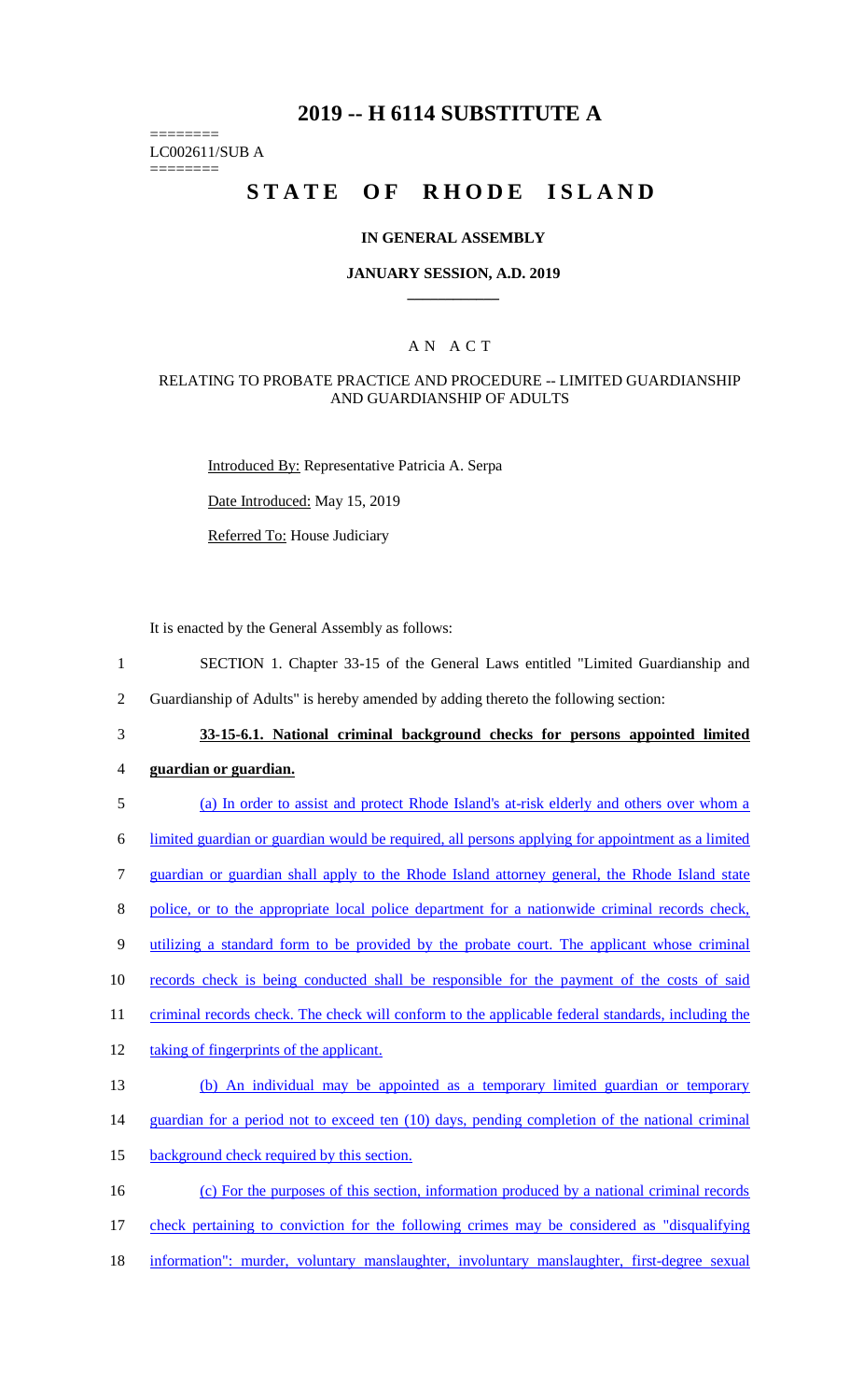# 2019 -- H 6114 SUBSTITUTE A

========
LC002611/SUB A
========

# STATE OF RHODE ISLAND

## IN GENERAL ASSEMBLY

### JANUARY SESSION, A.D. 2019

## A N A C T

### RELATING TO PROBATE PRACTICE AND PROCEDURE -- LIMITED GUARDIANSHIP AND GUARDIANSHIP OF ADULTS

Introduced By: Representative Patricia A. Serpa

Date Introduced: May 15, 2019

Referred To: House Judiciary

It is enacted by the General Assembly as follows:

1 SECTION 1. Chapter 33-15 of the General Laws entitled "Limited Guardianship and
2 Guardianship of Adults" is hereby amended by adding thereto the following section:

3 **33-15-6.1. National criminal background checks for persons appointed limited**
4 **guardian or guardian.**

5 (a) In order to assist and protect Rhode Island's at-risk elderly and others over whom a
6 limited guardian or guardian would be required, all persons applying for appointment as a limited
7 guardian or guardian shall apply to the Rhode Island attorney general, the Rhode Island state
8 police, or to the appropriate local police department for a nationwide criminal records check,
9 utilizing a standard form to be provided by the probate court. The applicant whose criminal
10 records check is being conducted shall be responsible for the payment of the costs of said
11 criminal records check. The check will conform to the applicable federal standards, including the
12 taking of fingerprints of the applicant.

13 (b) An individual may be appointed as a temporary limited guardian or temporary
14 guardian for a period not to exceed ten (10) days, pending completion of the national criminal
15 background check required by this section.

16 (c) For the purposes of this section, information produced by a national criminal records
17 check pertaining to conviction for the following crimes may be considered as "disqualifying
18 information": murder, voluntary manslaughter, involuntary manslaughter, first-degree sexual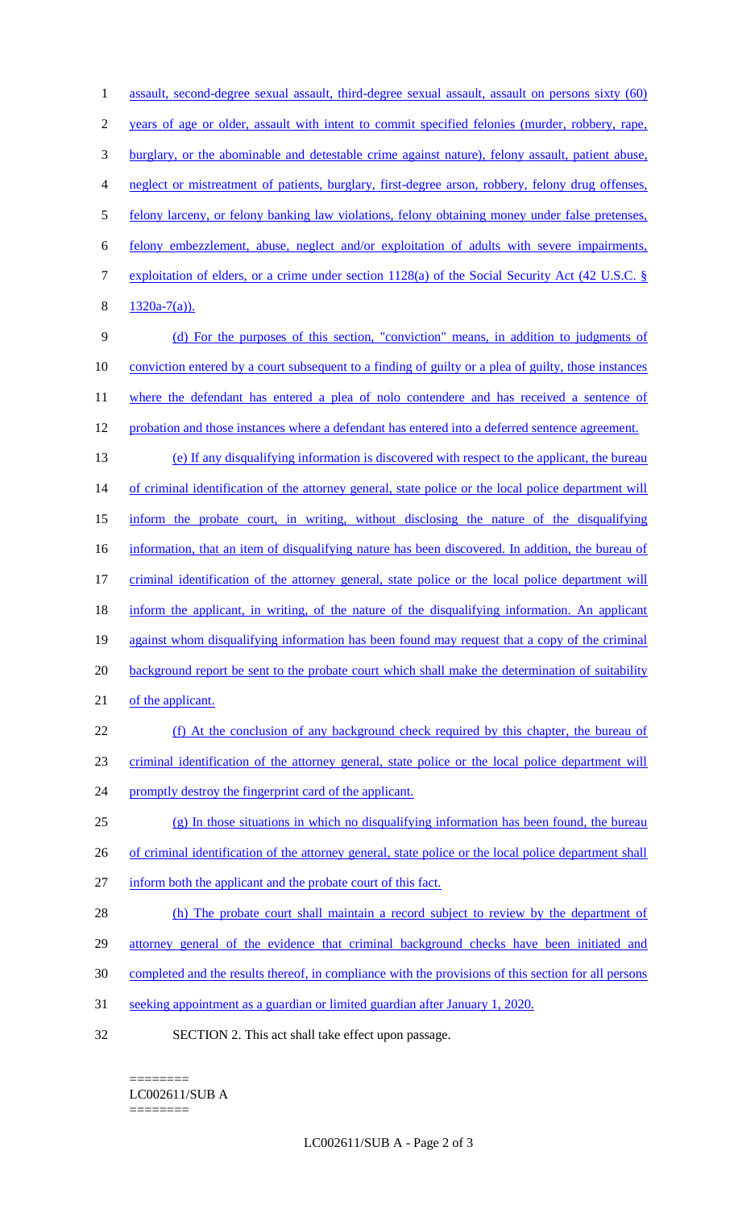assault, second-degree sexual assault, third-degree sexual assault, assault on persons sixty (60) years of age or older, assault with intent to commit specified felonies (murder, robbery, rape, burglary, or the abominable and detestable crime against nature), felony assault, patient abuse, neglect or mistreatment of patients, burglary, first-degree arson, robbery, felony drug offenses, felony larceny, or felony banking law violations, felony obtaining money under false pretenses, felony embezzlement, abuse, neglect and/or exploitation of adults with severe impairments, exploitation of elders, or a crime under section 1128(a) of the Social Security Act (42 U.S.C. § 1320a-7(a)).

(d) For the purposes of this section, "conviction" means, in addition to judgments of conviction entered by a court subsequent to a finding of guilty or a plea of guilty, those instances where the defendant has entered a plea of nolo contendere and has received a sentence of probation and those instances where a defendant has entered into a deferred sentence agreement.

(e) If any disqualifying information is discovered with respect to the applicant, the bureau of criminal identification of the attorney general, state police or the local police department will inform the probate court, in writing, without disclosing the nature of the disqualifying information, that an item of disqualifying nature has been discovered. In addition, the bureau of criminal identification of the attorney general, state police or the local police department will inform the applicant, in writing, of the nature of the disqualifying information. An applicant against whom disqualifying information has been found may request that a copy of the criminal background report be sent to the probate court which shall make the determination of suitability of the applicant.

(f) At the conclusion of any background check required by this chapter, the bureau of criminal identification of the attorney general, state police or the local police department will promptly destroy the fingerprint card of the applicant.

(g) In those situations in which no disqualifying information has been found, the bureau of criminal identification of the attorney general, state police or the local police department shall inform both the applicant and the probate court of this fact.

(h) The probate court shall maintain a record subject to review by the department of attorney general of the evidence that criminal background checks have been initiated and completed and the results thereof, in compliance with the provisions of this section for all persons seeking appointment as a guardian or limited guardian after January 1, 2020.

SECTION 2. This act shall take effect upon passage.

========
LC002611/SUB A
========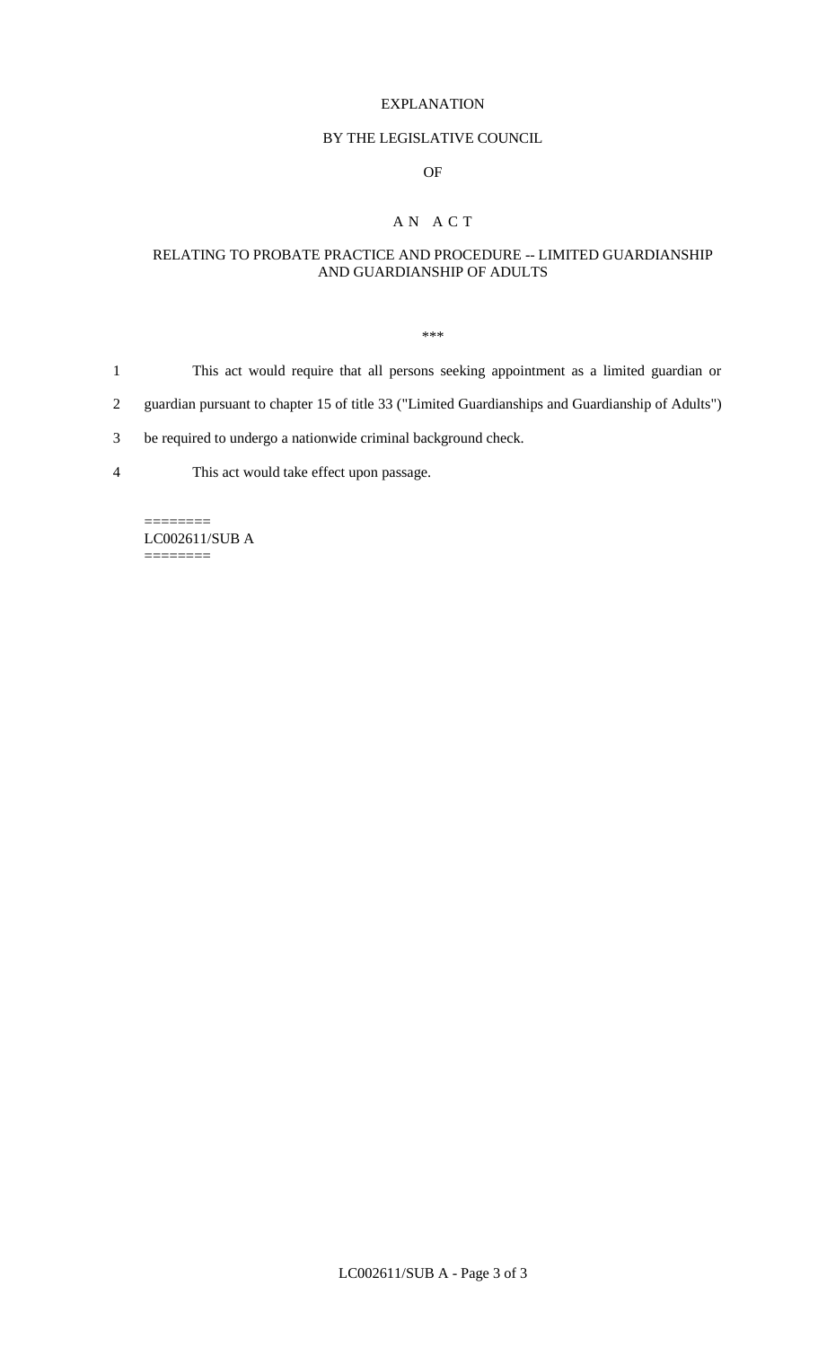EXPLANATION

BY THE LEGISLATIVE COUNCIL

OF

A N A C T

RELATING TO PROBATE PRACTICE AND PROCEDURE -- LIMITED GUARDIANSHIP AND GUARDIANSHIP OF ADULTS

\*\*\*

1 This act would require that all persons seeking appointment as a limited guardian or

2 guardian pursuant to chapter 15 of title 33 ("Limited Guardianships and Guardianship of Adults")

3 be required to undergo a nationwide criminal background check.

4 This act would take effect upon passage.

========
LC002611/SUB A
========